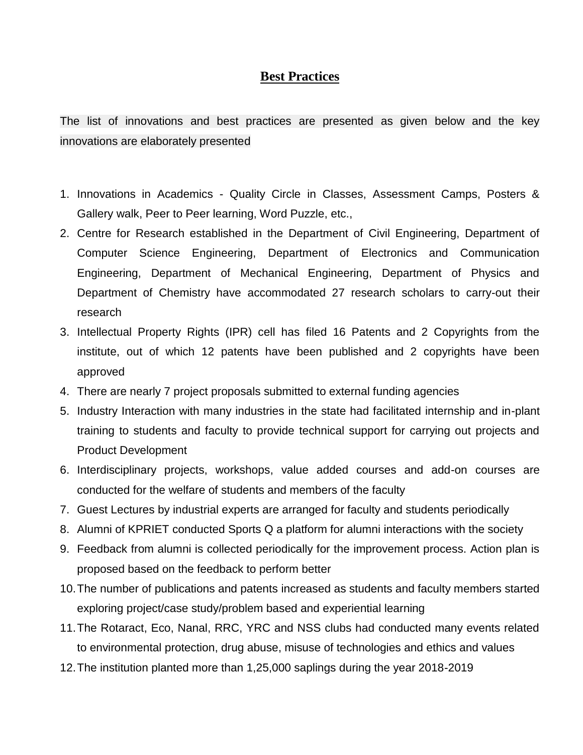# Best Practices

The list of innovations and best practices are presented as given below and the key innovations are elaborately presented

1. Innovations in Academics - Quality Circle in Classes, Assessment Camps, Posters & Gallery walk, Peer to Peer learning, Word Puzzle, etc.,
2. Centre for Research established in the Department of Civil Engineering, Department of Computer Science Engineering, Department of Electronics and Communication Engineering, Department of Mechanical Engineering, Department of Physics and Department of Chemistry have accommodated 27 research scholars to carry-out their research
3. Intellectual Property Rights (IPR) cell has filed 16 Patents and 2 Copyrights from the institute, out of which 12 patents have been published and 2 copyrights have been approved
4. There are nearly 7 project proposals submitted to external funding agencies
5. Industry Interaction with many industries in the state had facilitated internship and in-plant training to students and faculty to provide technical support for carrying out projects and Product Development
6. Interdisciplinary projects, workshops, value added courses and add-on courses are conducted for the welfare of students and members of the faculty
7. Guest Lectures by industrial experts are arranged for faculty and students periodically
8. Alumni of KPRIET conducted Sports Q a platform for alumni interactions with the society
9. Feedback from alumni is collected periodically for the improvement process. Action plan is proposed based on the feedback to perform better
10. The number of publications and patents increased as students and faculty members started exploring project/case study/problem based and experiential learning
11. The Rotaract, Eco, Nanal, RRC, YRC and NSS clubs had conducted many events related to environmental protection, drug abuse, misuse of technologies and ethics and values
12. The institution planted more than 1,25,000 saplings during the year 2018-2019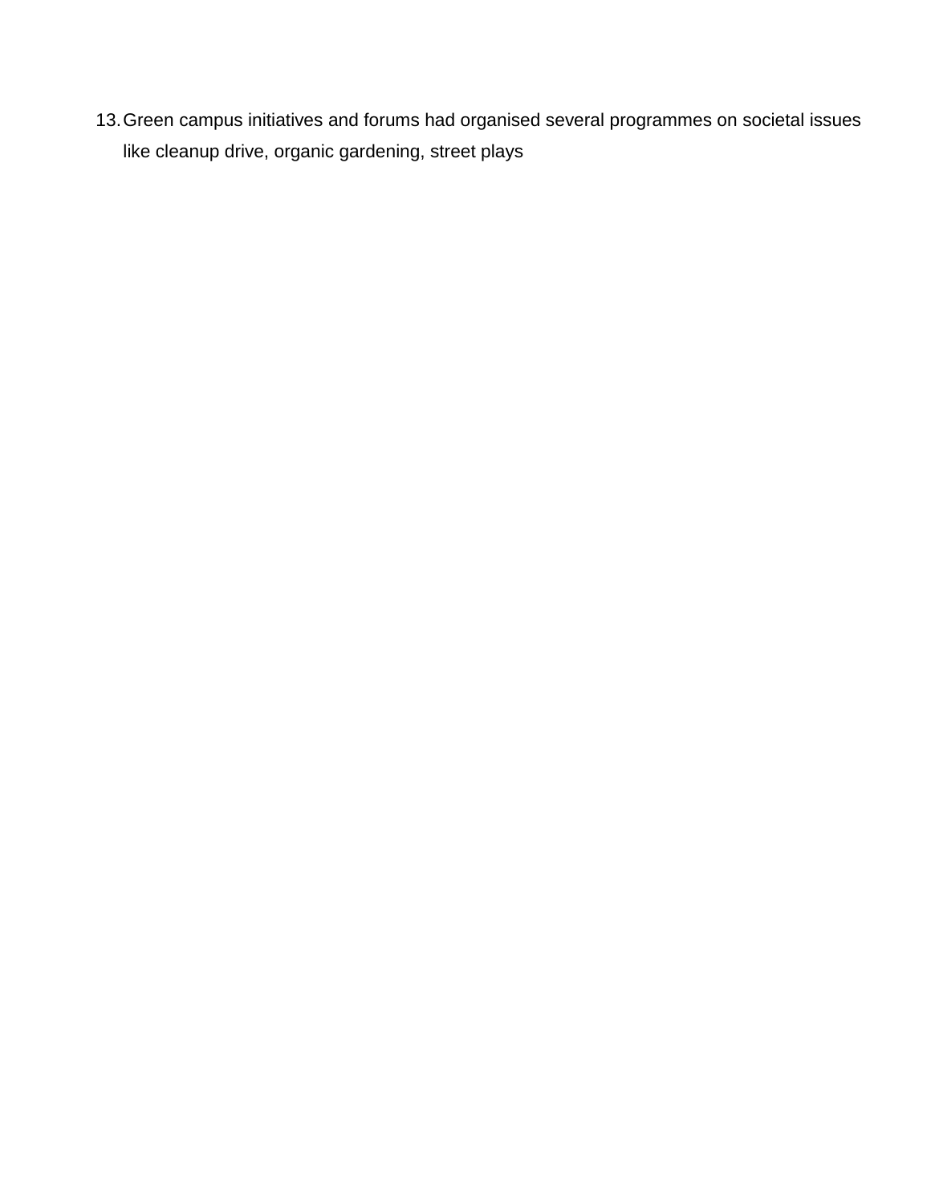13. Green campus initiatives and forums had organised several programmes on societal issues like cleanup drive, organic gardening, street plays